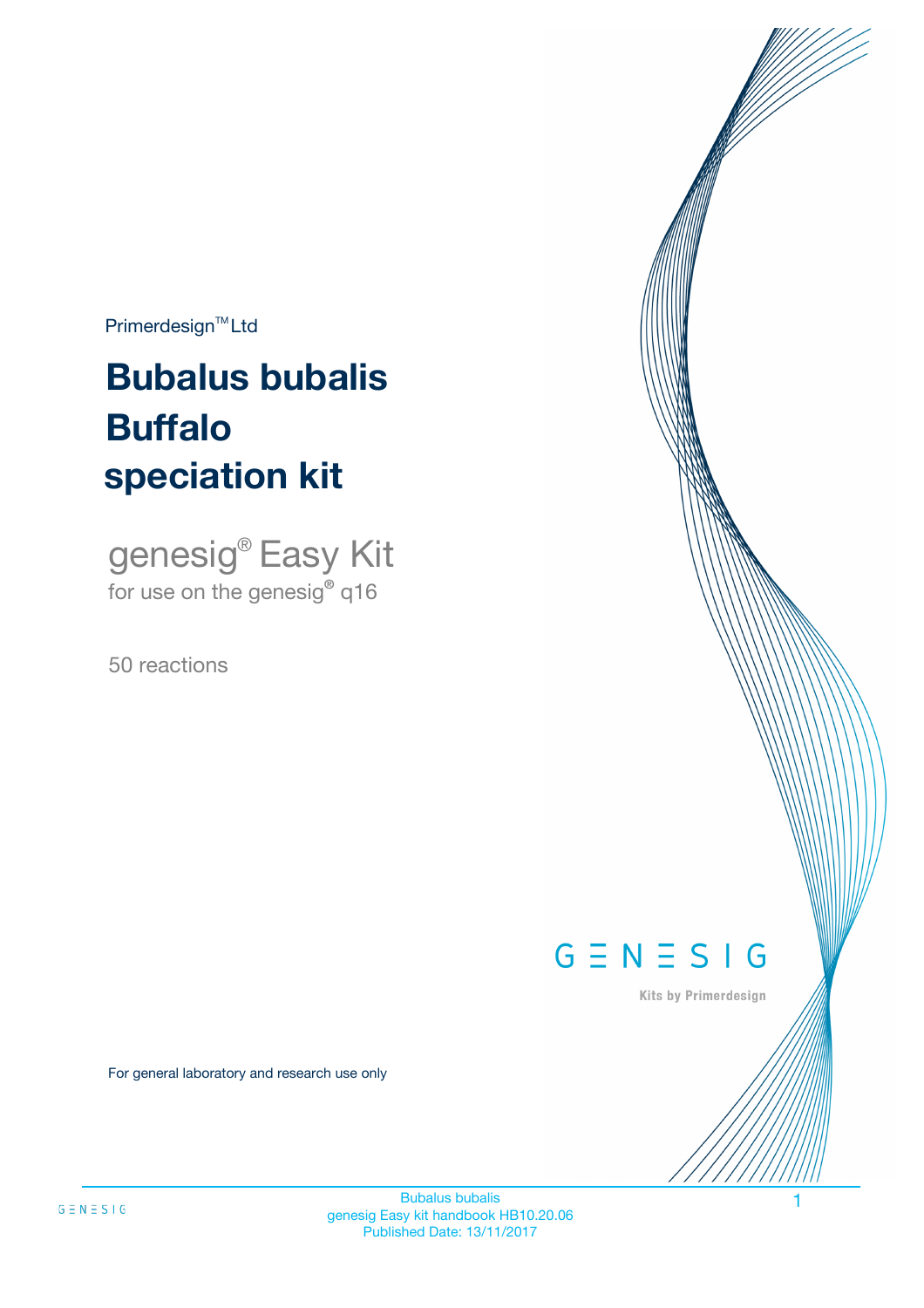Primerdesign™ Ltd

# Bubalus bubalis Buffalo speciation kit

genesig® Easy Kit

for use on the genesig® q16

50 reactions

GENESIG

Kits by Primerdesign

For general laboratory and research use only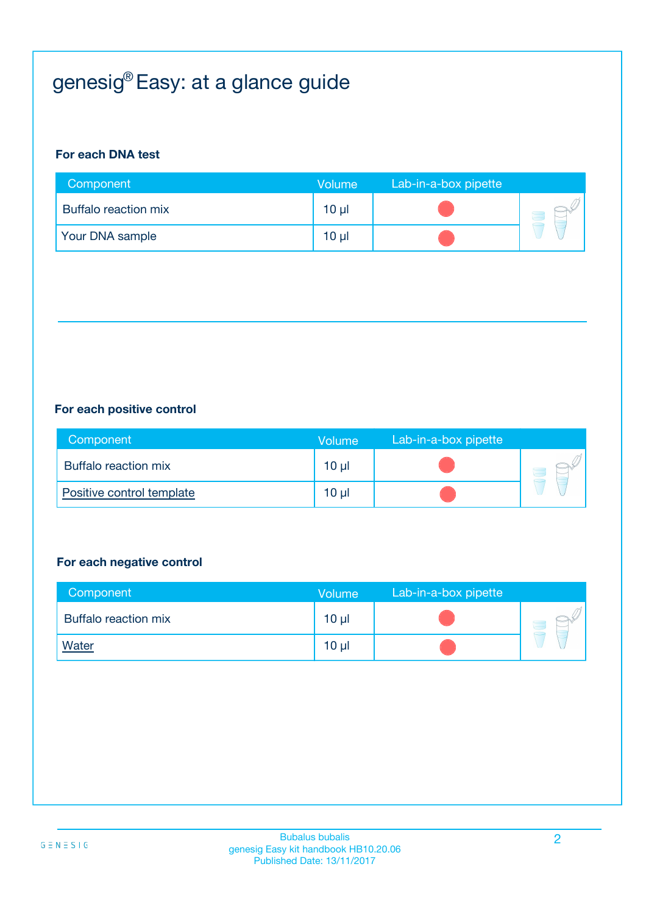# genesig® Easy: at a glance guide

**For each DNA test**

| Component | Volume | Lab-in-a-box pipette |
|---|---|---|
| Buffalo reaction mix | 10 µl | ● |
| Your DNA sample | 10 µl | ● |

**For each positive control**

| Component | Volume | Lab-in-a-box pipette |
|---|---|---|
| Buffalo reaction mix | 10 µl | ● |
| Positive control template | 10 µl | ● |

**For each negative control**

| Component | Volume | Lab-in-a-box pipette |
|---|---|---|
| Buffalo reaction mix | 10 µl | ● |
| Water | 10 µl | ● |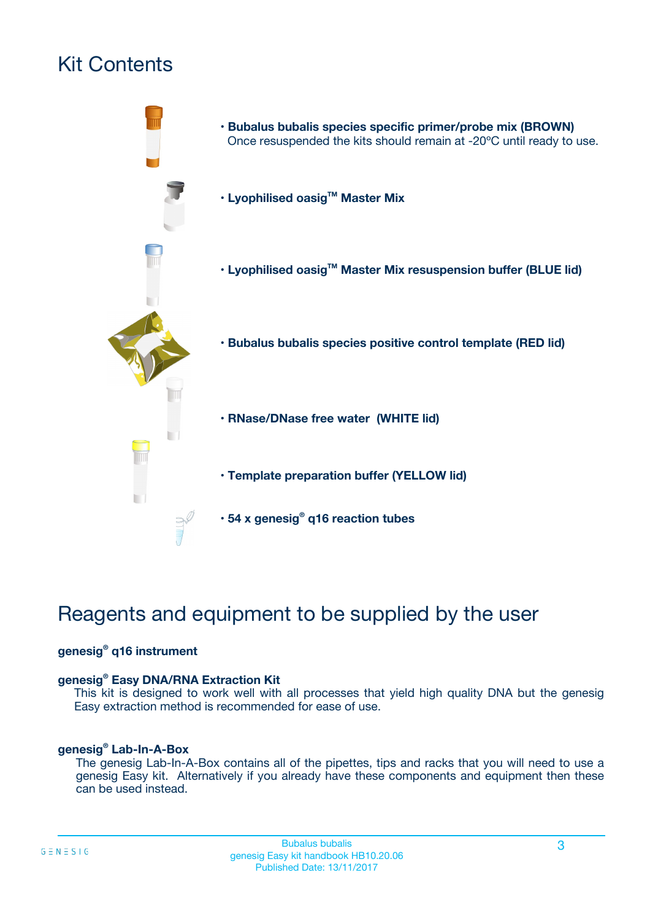# Kit Contents

- **Bubalus bubalis species specific primer/probe mix (BROWN)**
  Once resuspended the kits should remain at -20ºC until ready to use.
- **Lyophilised oasig™ Master Mix**
- **Lyophilised oasig™ Master Mix resuspension buffer (BLUE lid)**
- **Bubalus bubalis species positive control template (RED lid)**
- **RNase/DNase free water (WHITE lid)**
- **Template preparation buffer (YELLOW lid)**
- **54 x genesig® q16 reaction tubes**

# Reagents and equipment to be supplied by the user

**genesig® q16 instrument**

**genesig® Easy DNA/RNA Extraction Kit**
This kit is designed to work well with all processes that yield high quality DNA but the genesig Easy extraction method is recommended for ease of use.

**genesig® Lab-In-A-Box**
The genesig Lab-In-A-Box contains all of the pipettes, tips and racks that you will need to use a genesig Easy kit. Alternatively if you already have these components and equipment then these can be used instead.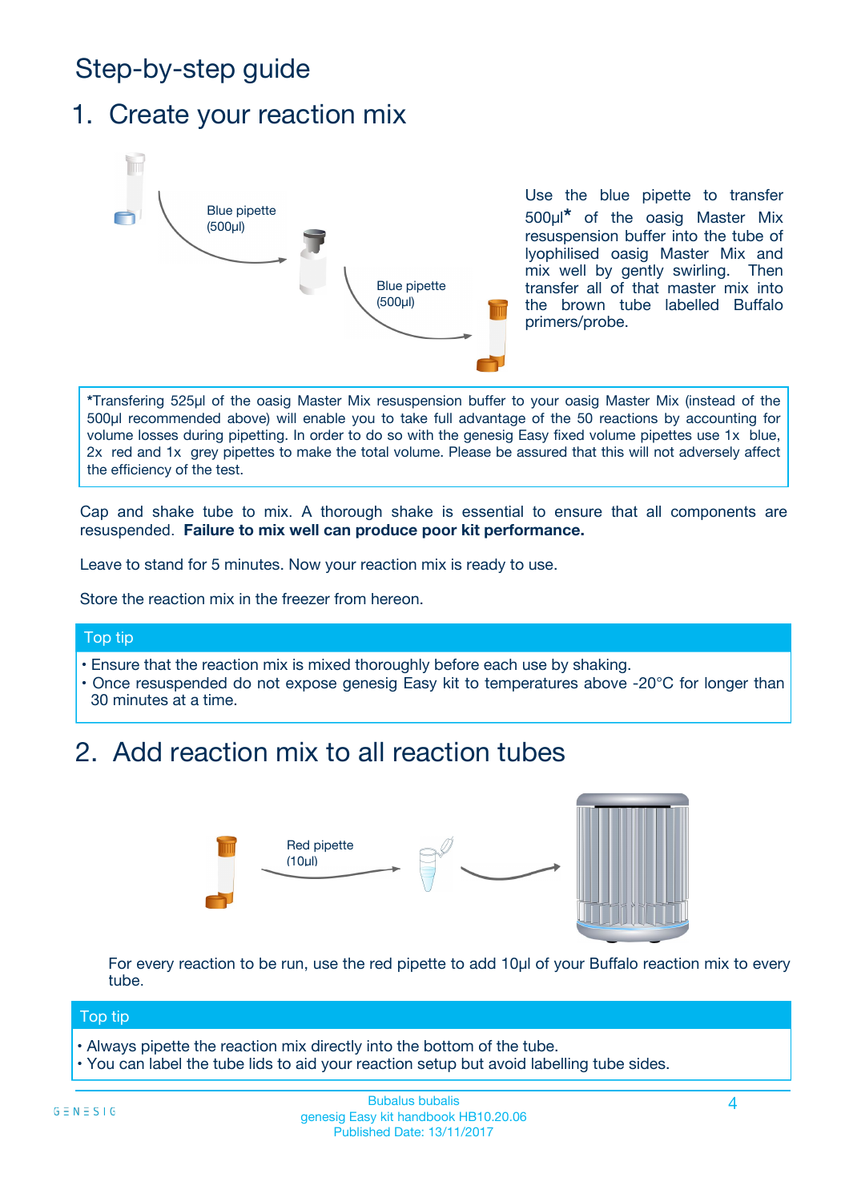# Step-by-step guide

## 1. Create your reaction mix

Blue pipette (500µl)

Blue pipette (500µl)

Use the blue pipette to transfer 500µl* of the oasig Master Mix resuspension buffer into the tube of lyophilised oasig Master Mix and mix well by gently swirling. Then transfer all of that master mix into the brown tube labelled Buffalo primers/probe.

*Transfering 525µl of the oasig Master Mix resuspension buffer to your oasig Master Mix (instead of the 500µl recommended above) will enable you to take full advantage of the 50 reactions by accounting for volume losses during pipetting. In order to do so with the genesig Easy fixed volume pipettes use 1x blue, 2x red and 1x grey pipettes to make the total volume. Please be assured that this will not adversely affect the efficiency of the test.

Cap and shake tube to mix. A thorough shake is essential to ensure that all components are resuspended. **Failure to mix well can produce poor kit performance.**

Leave to stand for 5 minutes. Now your reaction mix is ready to use.

Store the reaction mix in the freezer from hereon.

**Top tip**

- Ensure that the reaction mix is mixed thoroughly before each use by shaking.
- Once resuspended do not expose genesig Easy kit to temperatures above -20°C for longer than 30 minutes at a time.

## 2. Add reaction mix to all reaction tubes

Red pipette (10µl)

For every reaction to be run, use the red pipette to add 10µl of your Buffalo reaction mix to every tube.

**Top tip**

- Always pipette the reaction mix directly into the bottom of the tube.
- You can label the tube lids to aid your reaction setup but avoid labelling tube sides.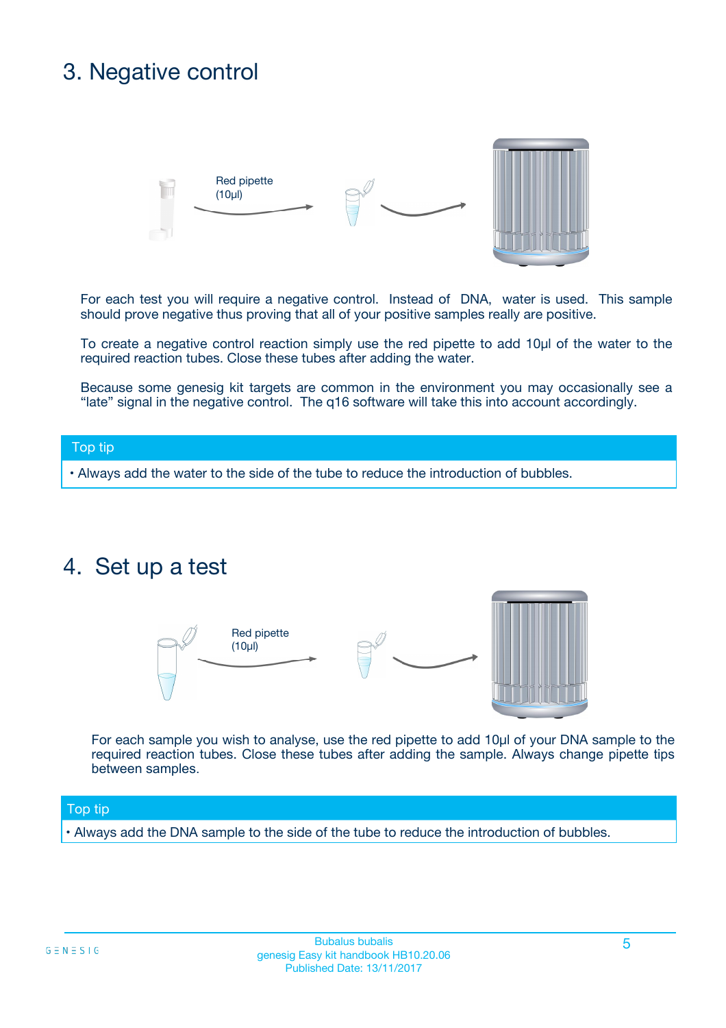## 3. Negative control

Red pipette (10µl)

For each test you will require a negative control. Instead of DNA, water is used. This sample should prove negative thus proving that all of your positive samples really are positive.

To create a negative control reaction simply use the red pipette to add 10µl of the water to the required reaction tubes. Close these tubes after adding the water.

Because some genesig kit targets are common in the environment you may occasionally see a "late" signal in the negative control. The q16 software will take this into account accordingly.

**Top tip**

- Always add the water to the side of the tube to reduce the introduction of bubbles.

## 4. Set up a test

Red pipette (10µl)

For each sample you wish to analyse, use the red pipette to add 10µl of your DNA sample to the required reaction tubes. Close these tubes after adding the sample. Always change pipette tips between samples.

**Top tip**

- Always add the DNA sample to the side of the tube to reduce the introduction of bubbles.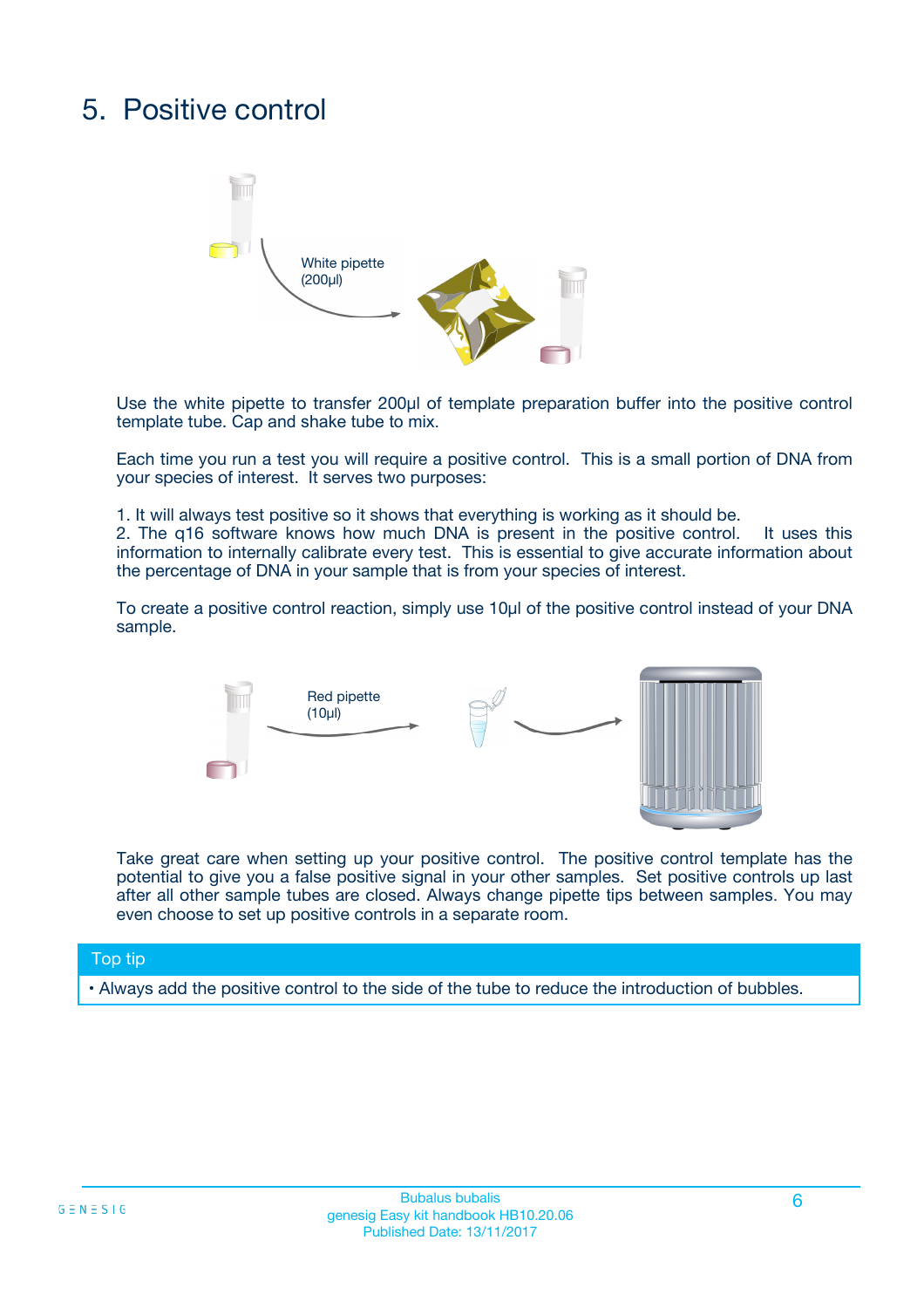# 5. Positive control

White pipette (200µl)

Use the white pipette to transfer 200µl of template preparation buffer into the positive control template tube. Cap and shake tube to mix.

Each time you run a test you will require a positive control. This is a small portion of DNA from your species of interest. It serves two purposes:

1. It will always test positive so it shows that everything is working as it should be.
2. The q16 software knows how much DNA is present in the positive control. It uses this information to internally calibrate every test. This is essential to give accurate information about the percentage of DNA in your sample that is from your species of interest.

To create a positive control reaction, simply use 10µl of the positive control instead of your DNA sample.

Red pipette (10µl)

Take great care when setting up your positive control. The positive control template has the potential to give you a false positive signal in your other samples. Set positive controls up last after all other sample tubes are closed. Always change pipette tips between samples. You may even choose to set up positive controls in a separate room.

**Top tip**

- Always add the positive control to the side of the tube to reduce the introduction of bubbles.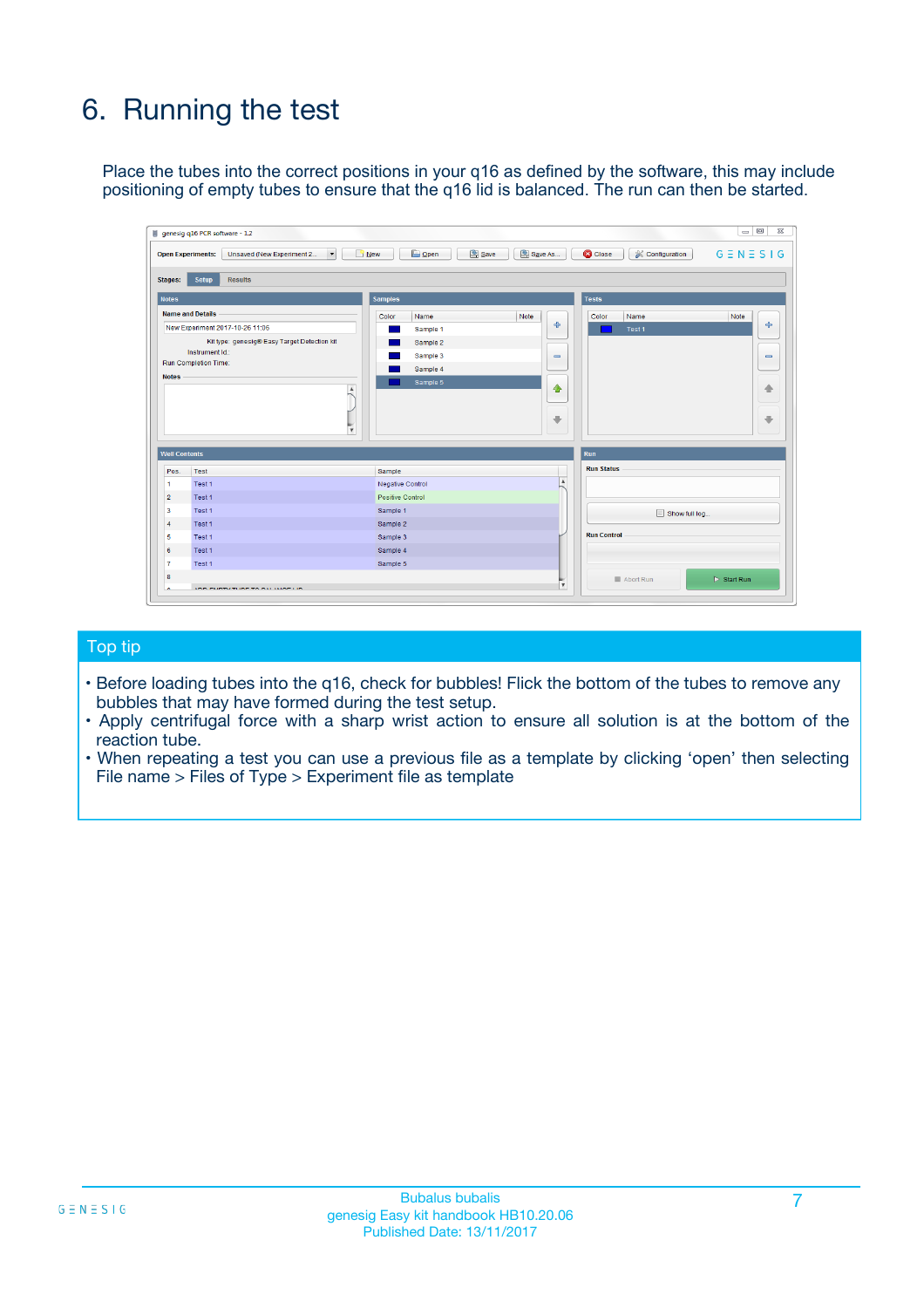# 6. Running the test

Place the tubes into the correct positions in your q16 as defined by the software, this may include positioning of empty tubes to ensure that the q16 lid is balanced. The run can then be started.

## Top tip

- Before loading tubes into the q16, check for bubbles! Flick the bottom of the tubes to remove any bubbles that may have formed during the test setup.
- Apply centrifugal force with a sharp wrist action to ensure all solution is at the bottom of the reaction tube.
- When repeating a test you can use a previous file as a template by clicking 'open' then selecting File name > Files of Type > Experiment file as template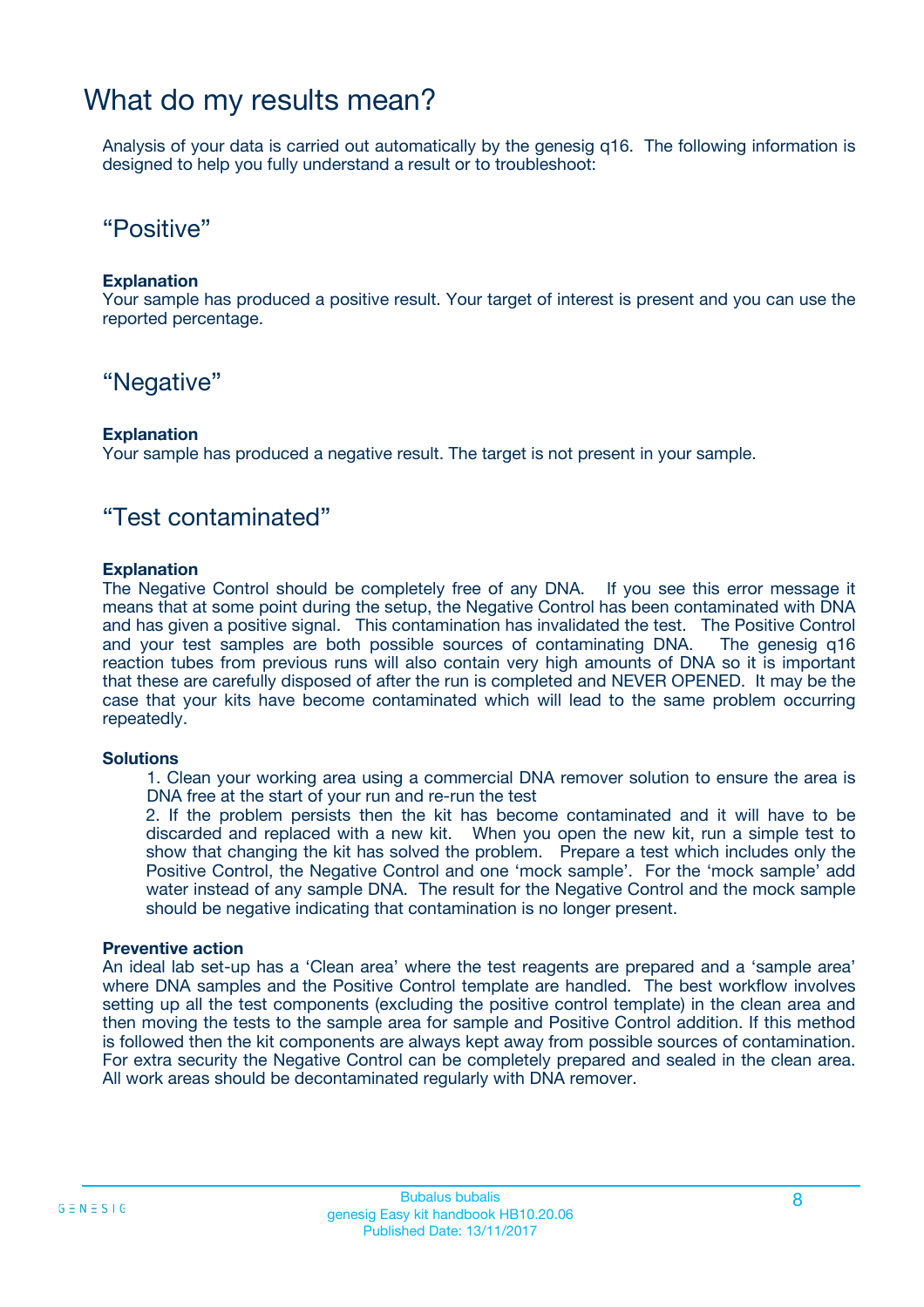# What do my results mean?

Analysis of your data is carried out automatically by the genesig q16. The following information is designed to help you fully understand a result or to troubleshoot:

## "Positive"

**Explanation**

Your sample has produced a positive result. Your target of interest is present and you can use the reported percentage.

## "Negative"

**Explanation**

Your sample has produced a negative result. The target is not present in your sample.

## "Test contaminated"

**Explanation**

The Negative Control should be completely free of any DNA. If you see this error message it means that at some point during the setup, the Negative Control has been contaminated with DNA and has given a positive signal. This contamination has invalidated the test. The Positive Control and your test samples are both possible sources of contaminating DNA. The genesig q16 reaction tubes from previous runs will also contain very high amounts of DNA so it is important that these are carefully disposed of after the run is completed and NEVER OPENED. It may be the case that your kits have become contaminated which will lead to the same problem occurring repeatedly.

**Solutions**

1. Clean your working area using a commercial DNA remover solution to ensure the area is DNA free at the start of your run and re-run the test
2. If the problem persists then the kit has become contaminated and it will have to be discarded and replaced with a new kit. When you open the new kit, run a simple test to show that changing the kit has solved the problem. Prepare a test which includes only the Positive Control, the Negative Control and one 'mock sample'. For the 'mock sample' add water instead of any sample DNA. The result for the Negative Control and the mock sample should be negative indicating that contamination is no longer present.

**Preventive action**

An ideal lab set-up has a 'Clean area' where the test reagents are prepared and a 'sample area' where DNA samples and the Positive Control template are handled. The best workflow involves setting up all the test components (excluding the positive control template) in the clean area and then moving the tests to the sample area for sample and Positive Control addition. If this method is followed then the kit components are always kept away from possible sources of contamination. For extra security the Negative Control can be completely prepared and sealed in the clean area. All work areas should be decontaminated regularly with DNA remover.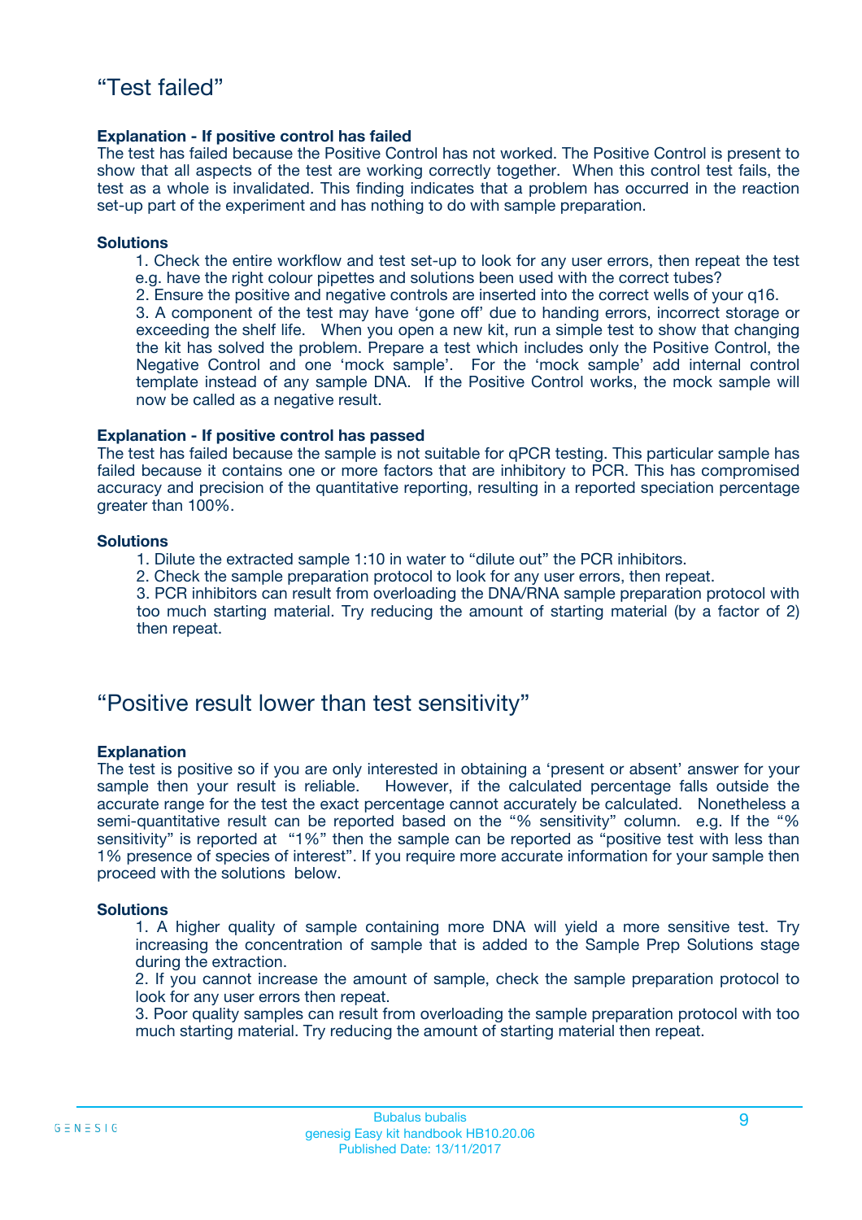# “Test failed”

**Explanation - If positive control has failed**

The test has failed because the Positive Control has not worked. The Positive Control is present to show that all aspects of the test are working correctly together. When this control test fails, the test as a whole is invalidated. This finding indicates that a problem has occurred in the reaction set-up part of the experiment and has nothing to do with sample preparation.

**Solutions**

1. Check the entire workflow and test set-up to look for any user errors, then repeat the test e.g. have the right colour pipettes and solutions been used with the correct tubes?
2. Ensure the positive and negative controls are inserted into the correct wells of your q16.
3. A component of the test may have ‘gone off’ due to handing errors, incorrect storage or exceeding the shelf life. When you open a new kit, run a simple test to show that changing the kit has solved the problem. Prepare a test which includes only the Positive Control, the Negative Control and one ‘mock sample’. For the ‘mock sample’ add internal control template instead of any sample DNA. If the Positive Control works, the mock sample will now be called as a negative result.

**Explanation - If positive control has passed**

The test has failed because the sample is not suitable for qPCR testing. This particular sample has failed because it contains one or more factors that are inhibitory to PCR. This has compromised accuracy and precision of the quantitative reporting, resulting in a reported speciation percentage greater than 100%.

**Solutions**

1. Dilute the extracted sample 1:10 in water to “dilute out” the PCR inhibitors.
2. Check the sample preparation protocol to look for any user errors, then repeat.
3. PCR inhibitors can result from overloading the DNA/RNA sample preparation protocol with too much starting material. Try reducing the amount of starting material (by a factor of 2) then repeat.

# “Positive result lower than test sensitivity”

**Explanation**

The test is positive so if you are only interested in obtaining a ‘present or absent’ answer for your sample then your result is reliable. However, if the calculated percentage falls outside the accurate range for the test the exact percentage cannot accurately be calculated. Nonetheless a semi-quantitative result can be reported based on the “% sensitivity” column. e.g. If the “% sensitivity” is reported at “1%” then the sample can be reported as “positive test with less than 1% presence of species of interest”. If you require more accurate information for your sample then proceed with the solutions below.

**Solutions**

1. A higher quality of sample containing more DNA will yield a more sensitive test. Try increasing the concentration of sample that is added to the Sample Prep Solutions stage during the extraction.
2. If you cannot increase the amount of sample, check the sample preparation protocol to look for any user errors then repeat.
3. Poor quality samples can result from overloading the sample preparation protocol with too much starting material. Try reducing the amount of starting material then repeat.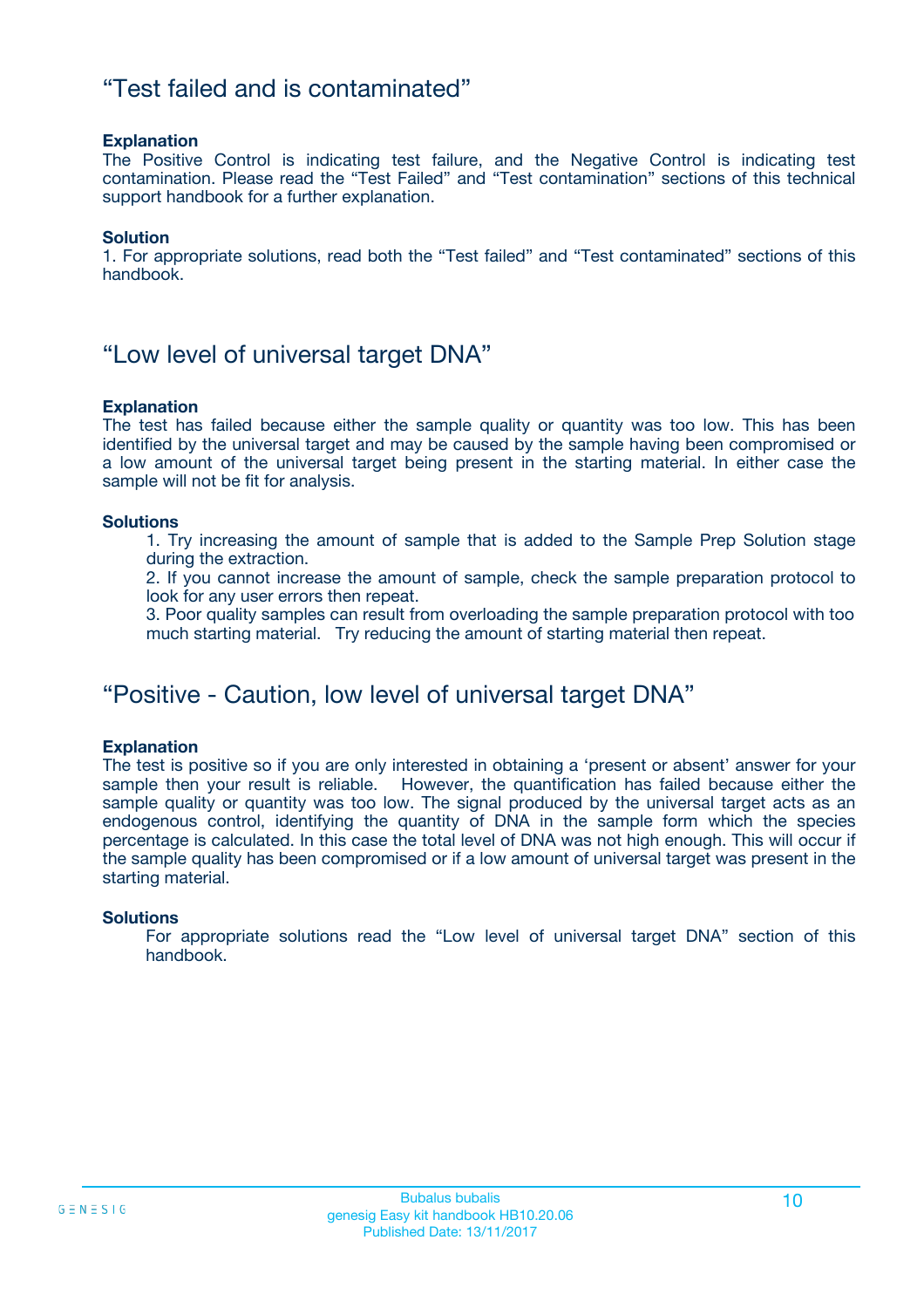## “Test failed and is contaminated”

**Explanation**
The Positive Control is indicating test failure, and the Negative Control is indicating test contamination. Please read the “Test Failed” and “Test contamination” sections of this technical support handbook for a further explanation.

**Solution**
1. For appropriate solutions, read both the “Test failed” and “Test contaminated” sections of this handbook.

## “Low level of universal target DNA”

**Explanation**
The test has failed because either the sample quality or quantity was too low. This has been identified by the universal target and may be caused by the sample having been compromised or a low amount of the universal target being present in the starting material. In either case the sample will not be fit for analysis.

**Solutions**

1. Try increasing the amount of sample that is added to the Sample Prep Solution stage during the extraction.
2. If you cannot increase the amount of sample, check the sample preparation protocol to look for any user errors then repeat.
3. Poor quality samples can result from overloading the sample preparation protocol with too much starting material. Try reducing the amount of starting material then repeat.

## “Positive - Caution, low level of universal target DNA”

**Explanation**
The test is positive so if you are only interested in obtaining a ‘present or absent’ answer for your sample then your result is reliable. However, the quantification has failed because either the sample quality or quantity was too low. The signal produced by the universal target acts as an endogenous control, identifying the quantity of DNA in the sample form which the species percentage is calculated. In this case the total level of DNA was not high enough. This will occur if the sample quality has been compromised or if a low amount of universal target was present in the starting material.

**Solutions**
For appropriate solutions read the “Low level of universal target DNA” section of this handbook.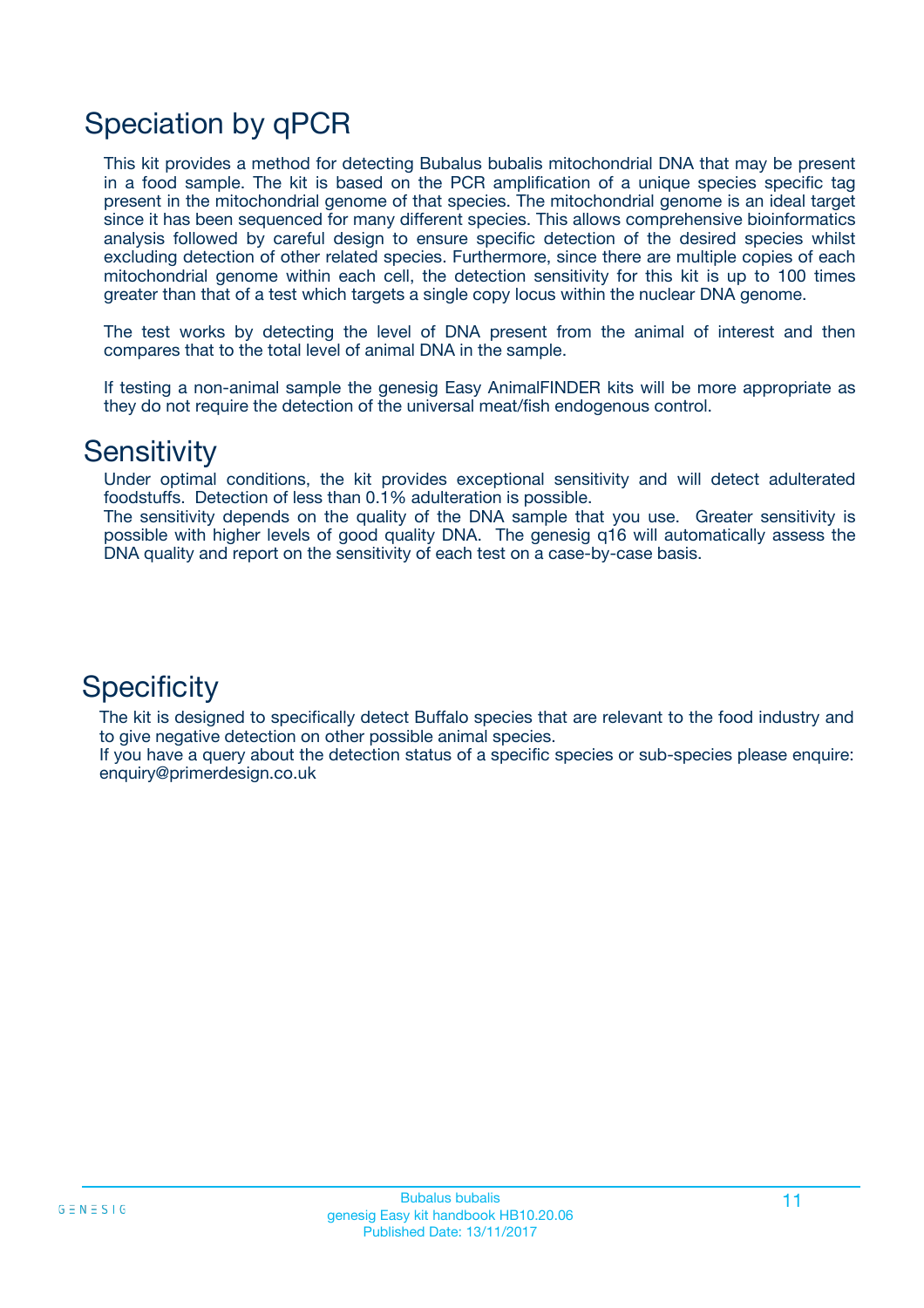# Speciation by qPCR

This kit provides a method for detecting Bubalus bubalis mitochondrial DNA that may be present in a food sample. The kit is based on the PCR amplification of a unique species specific tag present in the mitochondrial genome of that species. The mitochondrial genome is an ideal target since it has been sequenced for many different species. This allows comprehensive bioinformatics analysis followed by careful design to ensure specific detection of the desired species whilst excluding detection of other related species. Furthermore, since there are multiple copies of each mitochondrial genome within each cell, the detection sensitivity for this kit is up to 100 times greater than that of a test which targets a single copy locus within the nuclear DNA genome.

The test works by detecting the level of DNA present from the animal of interest and then compares that to the total level of animal DNA in the sample.

If testing a non-animal sample the genesig Easy AnimalFINDER kits will be more appropriate as they do not require the detection of the universal meat/fish endogenous control.

# Sensitivity

Under optimal conditions, the kit provides exceptional sensitivity and will detect adulterated foodstuffs. Detection of less than 0.1% adulteration is possible.
The sensitivity depends on the quality of the DNA sample that you use. Greater sensitivity is possible with higher levels of good quality DNA. The genesig q16 will automatically assess the DNA quality and report on the sensitivity of each test on a case-by-case basis.

# Specificity

The kit is designed to specifically detect Buffalo species that are relevant to the food industry and to give negative detection on other possible animal species.
If you have a query about the detection status of a specific species or sub-species please enquire: enquiry@primerdesign.co.uk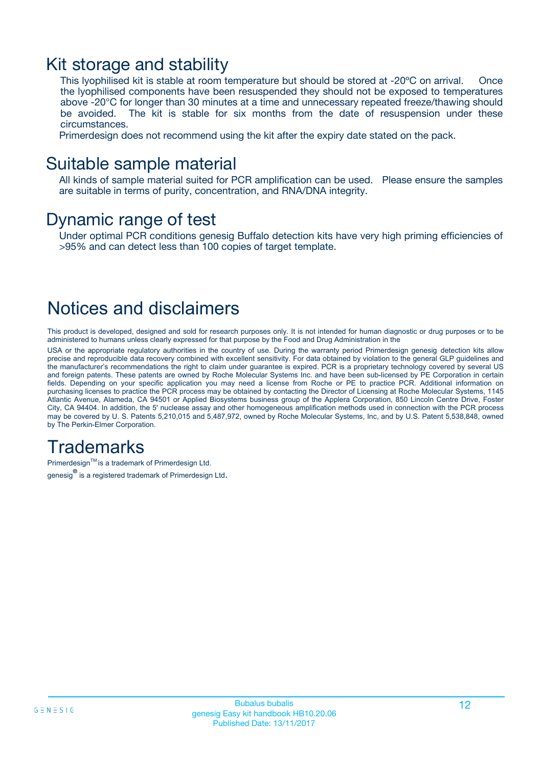## Kit storage and stability

This lyophilised kit is stable at room temperature but should be stored at -20ºC on arrival. Once the lyophilised components have been resuspended they should not be exposed to temperatures above -20°C for longer than 30 minutes at a time and unnecessary repeated freeze/thawing should be avoided. The kit is stable for six months from the date of resuspension under these circumstances.

Primerdesign does not recommend using the kit after the expiry date stated on the pack.

## Suitable sample material

All kinds of sample material suited for PCR amplification can be used. Please ensure the samples are suitable in terms of purity, concentration, and RNA/DNA integrity.

## Dynamic range of test

Under optimal PCR conditions genesig Buffalo detection kits have very high priming efficiencies of >95% and can detect less than 100 copies of target template.

# Notices and disclaimers

This product is developed, designed and sold for research purposes only. It is not intended for human diagnostic or drug purposes or to be administered to humans unless clearly expressed for that purpose by the Food and Drug Administration in the

USA or the appropriate regulatory authorities in the country of use. During the warranty period Primerdesign genesig detection kits allow precise and reproducible data recovery combined with excellent sensitivity. For data obtained by violation to the general GLP guidelines and the manufacturer's recommendations the right to claim under guarantee is expired. PCR is a proprietary technology covered by several US and foreign patents. These patents are owned by Roche Molecular Systems Inc. and have been sub-licensed by PE Corporation in certain fields. Depending on your specific application you may need a license from Roche or PE to practice PCR. Additional information on purchasing licenses to practice the PCR process may be obtained by contacting the Director of Licensing at Roche Molecular Systems, 1145 Atlantic Avenue, Alameda, CA 94501 or Applied Biosystems business group of the Applera Corporation, 850 Lincoln Centre Drive, Foster City, CA 94404. In addition, the 5' nuclease assay and other homogeneous amplification methods used in connection with the PCR process may be covered by U. S. Patents 5,210,015 and 5,487,972, owned by Roche Molecular Systems, Inc, and by U.S. Patent 5,538,848, owned by The Perkin-Elmer Corporation.

# Trademarks

Primerdesign™ is a trademark of Primerdesign Ltd.

genesig® is a registered trademark of Primerdesign Ltd.